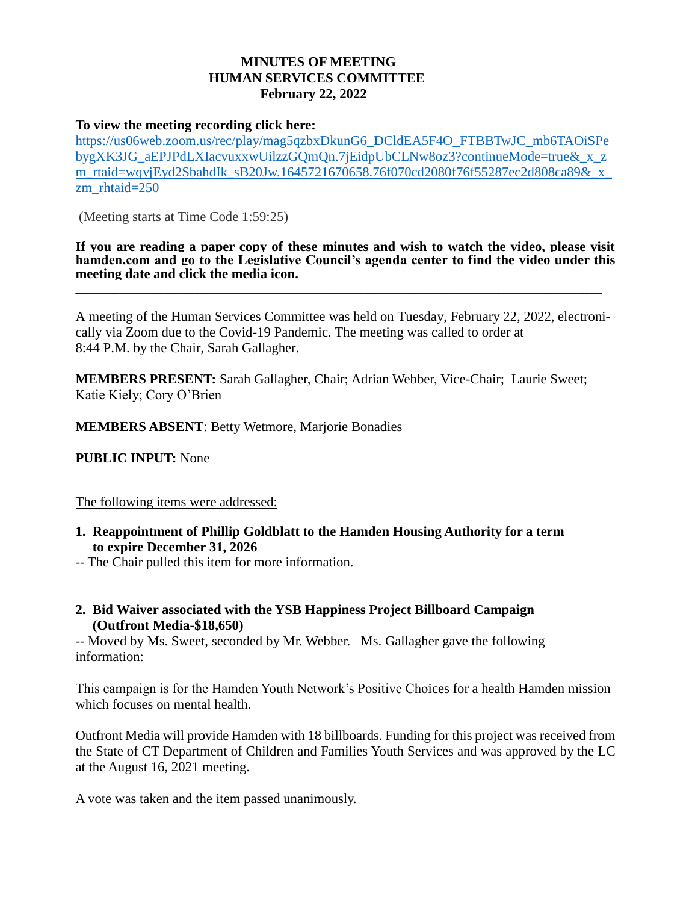# MINUTES OF MEETING
# HUMAN SERVICES COMMITTEE
## February 22, 2022

**To view the meeting recording click here:**
https://us06web.zoom.us/rec/play/mag5qzbxDkunG6_DCldEA5F4O_FTBBTwJC_mb6TAOiSPebygXK3JG_aEPJPdLXIacvuxxwUilzzGQmQn.7jEidpUbCLNw8oz3?continueMode=true&_x_zm_rtaid=wqyjEyd2SbahdIk_sB20Jw.1645721670658.76f070cd2080f76f55287ec2d808ca89&_x_zm_rhtaid=250

(Meeting starts at Time Code 1:59:25)

**If you are reading a paper copy of these minutes and wish to watch the video, please visit hamden.com and go to the Legislative Council's agenda center to find the video under this meeting date and click the media icon.**

---

A meeting of the Human Services Committee was held on Tuesday, February 22, 2022, electronically via Zoom due to the Covid-19 Pandemic. The meeting was called to order at 8:44 P.M. by the Chair, Sarah Gallagher.

**MEMBERS PRESENT:** Sarah Gallagher, Chair; Adrian Webber, Vice-Chair; Laurie Sweet; Katie Kiely; Cory O'Brien

**MEMBERS ABSENT**: Betty Wetmore, Marjorie Bonadies

**PUBLIC INPUT:** None

The following items were addressed:

1. **Reappointment of Phillip Goldblatt to the Hamden Housing Authority for a term to expire December 31, 2026**

-- The Chair pulled this item for more information.

2. **Bid Waiver associated with the YSB Happiness Project Billboard Campaign (Outfront Media-$18,650)**

-- Moved by Ms. Sweet, seconded by Mr. Webber. Ms. Gallagher gave the following information:

This campaign is for the Hamden Youth Network's Positive Choices for a health Hamden mission which focuses on mental health.

Outfront Media will provide Hamden with 18 billboards. Funding for this project was received from the State of CT Department of Children and Families Youth Services and was approved by the LC at the August 16, 2021 meeting.

A vote was taken and the item passed unanimously.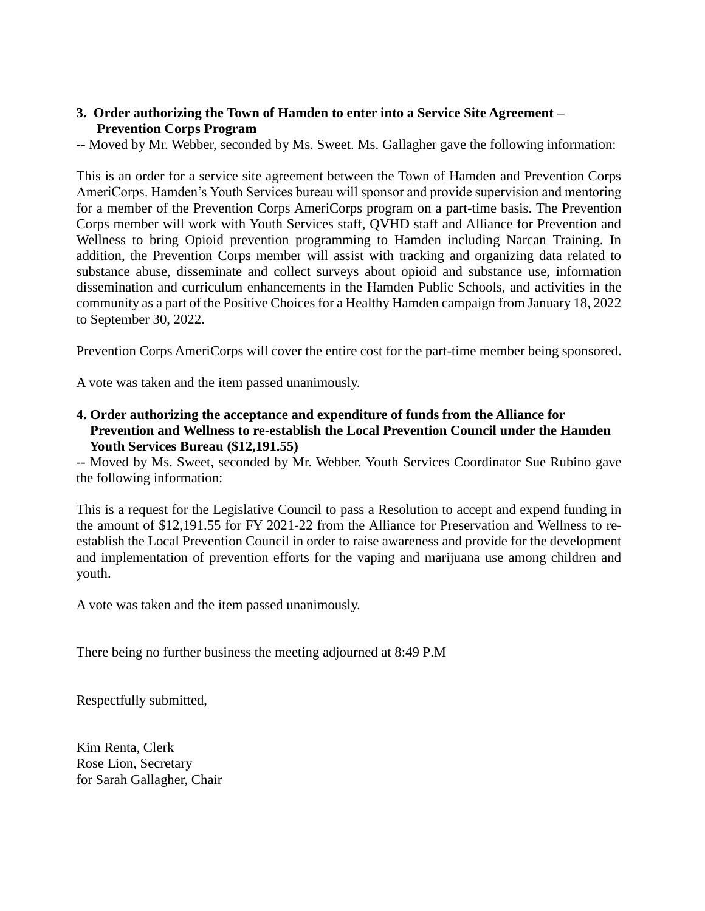**3. Order authorizing the Town of Hamden to enter into a Service Site Agreement – Prevention Corps Program**

-- Moved by Mr. Webber, seconded by Ms. Sweet. Ms. Gallagher gave the following information:

This is an order for a service site agreement between the Town of Hamden and Prevention Corps AmeriCorps. Hamden's Youth Services bureau will sponsor and provide supervision and mentoring for a member of the Prevention Corps AmeriCorps program on a part-time basis. The Prevention Corps member will work with Youth Services staff, QVHD staff and Alliance for Prevention and Wellness to bring Opioid prevention programming to Hamden including Narcan Training. In addition, the Prevention Corps member will assist with tracking and organizing data related to substance abuse, disseminate and collect surveys about opioid and substance use, information dissemination and curriculum enhancements in the Hamden Public Schools, and activities in the community as a part of the Positive Choices for a Healthy Hamden campaign from January 18, 2022 to September 30, 2022.

Prevention Corps AmeriCorps will cover the entire cost for the part-time member being sponsored.

A vote was taken and the item passed unanimously.

**4. Order authorizing the acceptance and expenditure of funds from the Alliance for Prevention and Wellness to re-establish the Local Prevention Council under the Hamden Youth Services Bureau ($12,191.55)**

-- Moved by Ms. Sweet, seconded by Mr. Webber. Youth Services Coordinator Sue Rubino gave the following information:

This is a request for the Legislative Council to pass a Resolution to accept and expend funding in the amount of $12,191.55 for FY 2021-22 from the Alliance for Preservation and Wellness to re-establish the Local Prevention Council in order to raise awareness and provide for the development and implementation of prevention efforts for the vaping and marijuana use among children and youth.

A vote was taken and the item passed unanimously.

There being no further business the meeting adjourned at 8:49 P.M

Respectfully submitted,

Kim Renta, Clerk
Rose Lion, Secretary
for Sarah Gallagher, Chair